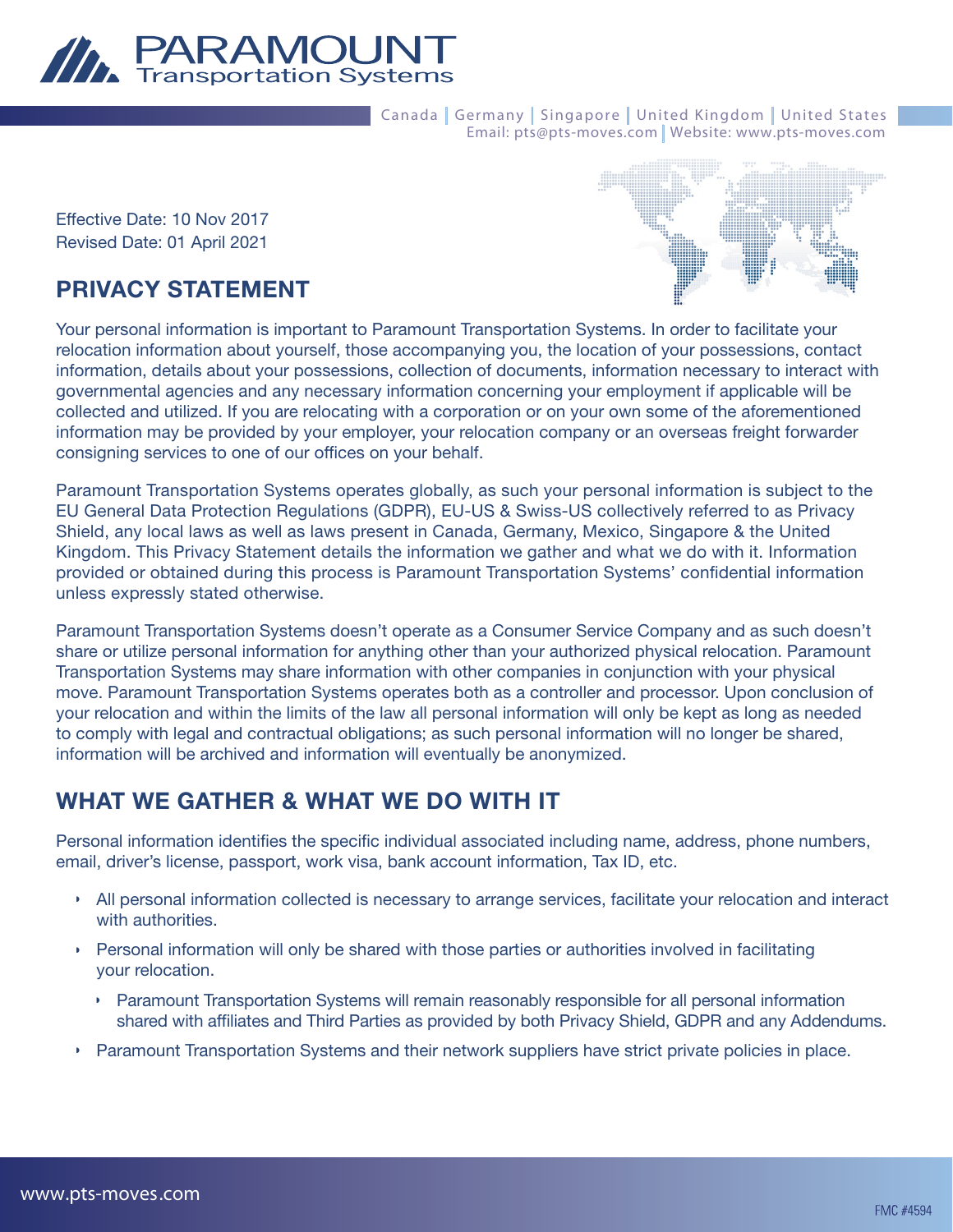# PARAMOUNT Transportation Systems

Canada | Germany | Singapore | United Kingdom | United States
Email: pts@pts-moves.com | Website: www.pts-moves.com

Effective Date: 10 Nov 2017
Revised Date: 01 April 2021

## PRIVACY STATEMENT

Your personal information is important to Paramount Transportation Systems. In order to facilitate your relocation information about yourself, those accompanying you, the location of your possessions, contact information, details about your possessions, collection of documents, information necessary to interact with governmental agencies and any necessary information concerning your employment if applicable will be collected and utilized. If you are relocating with a corporation or on your own some of the aforementioned information may be provided by your employer, your relocation company or an overseas freight forwarder consigning services to one of our offices on your behalf.

Paramount Transportation Systems operates globally, as such your personal information is subject to the EU General Data Protection Regulations (GDPR), EU-US & Swiss-US collectively referred to as Privacy Shield, any local laws as well as laws present in Canada, Germany, Mexico, Singapore & the United Kingdom. This Privacy Statement details the information we gather and what we do with it. Information provided or obtained during this process is Paramount Transportation Systems' confidential information unless expressly stated otherwise.

Paramount Transportation Systems doesn't operate as a Consumer Service Company and as such doesn't share or utilize personal information for anything other than your authorized physical relocation. Paramount Transportation Systems may share information with other companies in conjunction with your physical move. Paramount Transportation Systems operates both as a controller and processor. Upon conclusion of your relocation and within the limits of the law all personal information will only be kept as long as needed to comply with legal and contractual obligations; as such personal information will no longer be shared, information will be archived and information will eventually be anonymized.

## WHAT WE GATHER & WHAT WE DO WITH IT

Personal information identifies the specific individual associated including name, address, phone numbers, email, driver's license, passport, work visa, bank account information, Tax ID, etc.

- All personal information collected is necessary to arrange services, facilitate your relocation and interact with authorities.
- Personal information will only be shared with those parties or authorities involved in facilitating your relocation.
  - Paramount Transportation Systems will remain reasonably responsible for all personal information shared with affiliates and Third Parties as provided by both Privacy Shield, GDPR and any Addendums.
- Paramount Transportation Systems and their network suppliers have strict private policies in place.

www.pts-moves.com

FMC #4594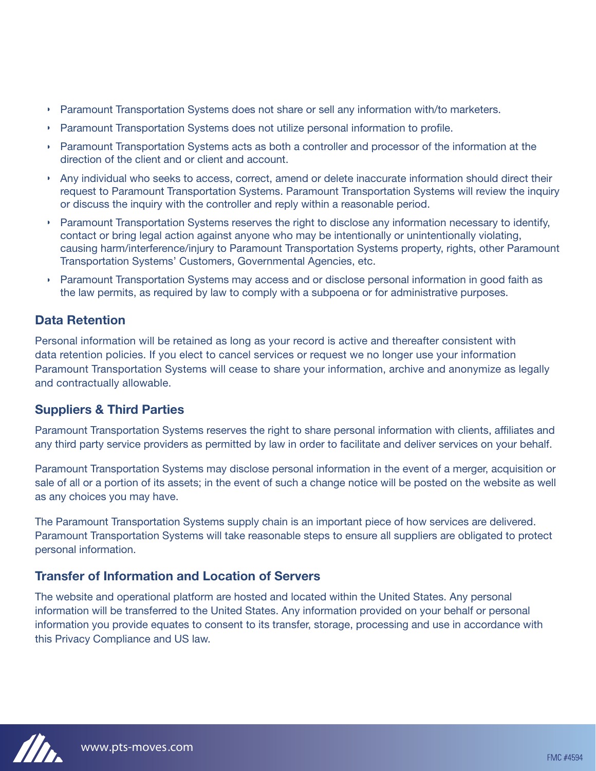- Paramount Transportation Systems does not share or sell any information with/to marketers.
- Paramount Transportation Systems does not utilize personal information to profile.
- Paramount Transportation Systems acts as both a controller and processor of the information at the direction of the client and or client and account.
- Any individual who seeks to access, correct, amend or delete inaccurate information should direct their request to Paramount Transportation Systems. Paramount Transportation Systems will review the inquiry or discuss the inquiry with the controller and reply within a reasonable period.
- Paramount Transportation Systems reserves the right to disclose any information necessary to identify, contact or bring legal action against anyone who may be intentionally or unintentionally violating, causing harm/interference/injury to Paramount Transportation Systems property, rights, other Paramount Transportation Systems' Customers, Governmental Agencies, etc.
- Paramount Transportation Systems may access and or disclose personal information in good faith as the law permits, as required by law to comply with a subpoena or for administrative purposes.

## Data Retention

Personal information will be retained as long as your record is active and thereafter consistent with data retention policies. If you elect to cancel services or request we no longer use your information Paramount Transportation Systems will cease to share your information, archive and anonymize as legally and contractually allowable.

## Suppliers & Third Parties

Paramount Transportation Systems reserves the right to share personal information with clients, affiliates and any third party service providers as permitted by law in order to facilitate and deliver services on your behalf.

Paramount Transportation Systems may disclose personal information in the event of a merger, acquisition or sale of all or a portion of its assets; in the event of such a change notice will be posted on the website as well as any choices you may have.

The Paramount Transportation Systems supply chain is an important piece of how services are delivered. Paramount Transportation Systems will take reasonable steps to ensure all suppliers are obligated to protect personal information.

## Transfer of Information and Location of Servers

The website and operational platform are hosted and located within the United States. Any personal information will be transferred to the United States. Any information provided on your behalf or personal information you provide equates to consent to its transfer, storage, processing and use in accordance with this Privacy Compliance and US law.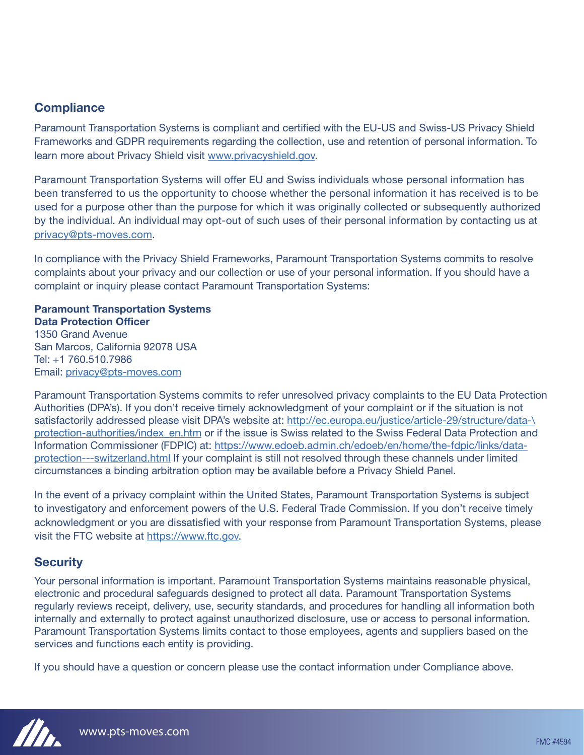## Compliance

Paramount Transportation Systems is compliant and certified with the EU-US and Swiss-US Privacy Shield Frameworks and GDPR requirements regarding the collection, use and retention of personal information. To learn more about Privacy Shield visit www.privacyshield.gov.

Paramount Transportation Systems will offer EU and Swiss individuals whose personal information has been transferred to us the opportunity to choose whether the personal information it has received is to be used for a purpose other than the purpose for which it was originally collected or subsequently authorized by the individual. An individual may opt-out of such uses of their personal information by contacting us at privacy@pts-moves.com.

In compliance with the Privacy Shield Frameworks, Paramount Transportation Systems commits to resolve complaints about your privacy and our collection or use of your personal information. If you should have a complaint or inquiry please contact Paramount Transportation Systems:

**Paramount Transportation Systems**
**Data Protection Officer**
1350 Grand Avenue
San Marcos, California 92078 USA
Tel: +1 760.510.7986
Email: privacy@pts-moves.com

Paramount Transportation Systems commits to refer unresolved privacy complaints to the EU Data Protection Authorities (DPA's). If you don't receive timely acknowledgment of your complaint or if the situation is not satisfactorily addressed please visit DPA's website at: http://ec.europa.eu/justice/article-29/structure/data-\protection-authorities/index_en.htm or if the issue is Swiss related to the Swiss Federal Data Protection and Information Commissioner (FDPIC) at: https://www.edoeb.admin.ch/edoeb/en/home/the-fdpic/links/data-protection---switzerland.html If your complaint is still not resolved through these channels under limited circumstances a binding arbitration option may be available before a Privacy Shield Panel.

In the event of a privacy complaint within the United States, Paramount Transportation Systems is subject to investigatory and enforcement powers of the U.S. Federal Trade Commission. If you don't receive timely acknowledgment or you are dissatisfied with your response from Paramount Transportation Systems, please visit the FTC website at https://www.ftc.gov.

## Security

Your personal information is important. Paramount Transportation Systems maintains reasonable physical, electronic and procedural safeguards designed to protect all data. Paramount Transportation Systems regularly reviews receipt, delivery, use, security standards, and procedures for handling all information both internally and externally to protect against unauthorized disclosure, use or access to personal information. Paramount Transportation Systems limits contact to those employees, agents and suppliers based on the services and functions each entity is providing.

If you should have a question or concern please use the contact information under Compliance above.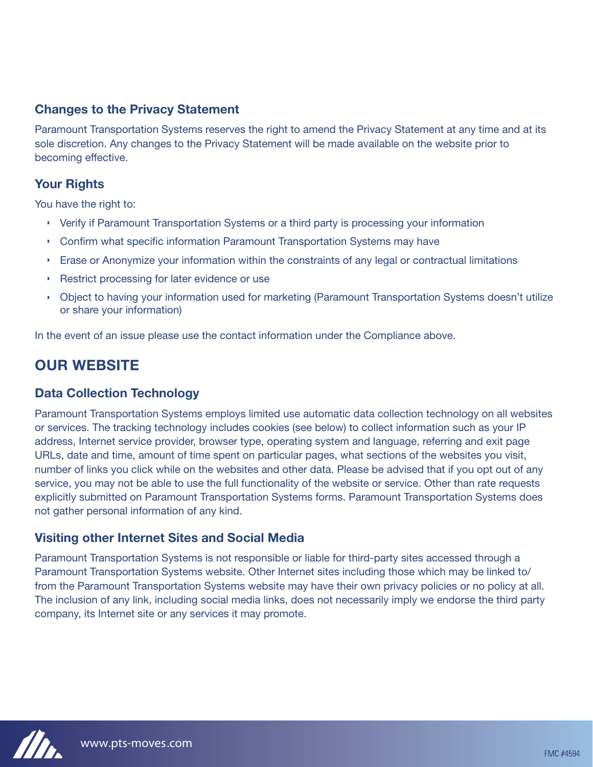### Changes to the Privacy Statement

Paramount Transportation Systems reserves the right to amend the Privacy Statement at any time and at its sole discretion. Any changes to the Privacy Statement will be made available on the website prior to becoming effective.

### Your Rights

You have the right to:

- Verify if Paramount Transportation Systems or a third party is processing your information
- Confirm what specific information Paramount Transportation Systems may have
- Erase or Anonymize your information within the constraints of any legal or contractual limitations
- Restrict processing for later evidence or use
- Object to having your information used for marketing (Paramount Transportation Systems doesn't utilize or share your information)

In the event of an issue please use the contact information under the Compliance above.

## OUR WEBSITE

### Data Collection Technology

Paramount Transportation Systems employs limited use automatic data collection technology on all websites or services. The tracking technology includes cookies (see below) to collect information such as your IP address, Internet service provider, browser type, operating system and language, referring and exit page URLs, date and time, amount of time spent on particular pages, what sections of the websites you visit, number of links you click while on the websites and other data. Please be advised that if you opt out of any service, you may not be able to use the full functionality of the website or service. Other than rate requests explicitly submitted on Paramount Transportation Systems forms. Paramount Transportation Systems does not gather personal information of any kind.

### Visiting other Internet Sites and Social Media

Paramount Transportation Systems is not responsible or liable for third-party sites accessed through a Paramount Transportation Systems website. Other Internet sites including those which may be linked to/ from the Paramount Transportation Systems website may have their own privacy policies or no policy at all. The inclusion of any link, including social media links, does not necessarily imply we endorse the third party company, its Internet site or any services it may promote.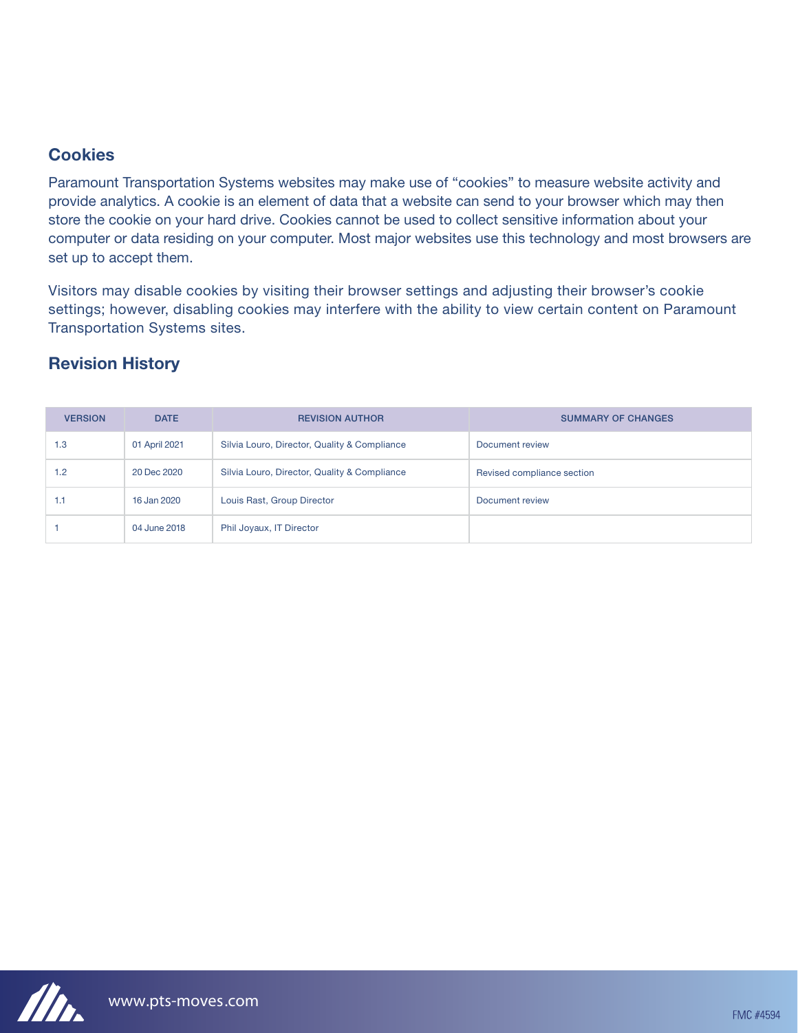## Cookies

Paramount Transportation Systems websites may make use of “cookies” to measure website activity and provide analytics. A cookie is an element of data that a website can send to your browser which may then store the cookie on your hard drive. Cookies cannot be used to collect sensitive information about your computer or data residing on your computer. Most major websites use this technology and most browsers are set up to accept them.

Visitors may disable cookies by visiting their browser settings and adjusting their browser’s cookie settings; however, disabling cookies may interfere with the ability to view certain content on Paramount Transportation Systems sites.

## Revision History

| VERSION | DATE | REVISION AUTHOR | SUMMARY OF CHANGES |
|---|---|---|---|
| 1.3 | 01 April 2021 | Silvia Louro, Director, Quality & Compliance | Document review |
| 1.2 | 20 Dec 2020 | Silvia Louro, Director, Quality & Compliance | Revised compliance section |
| 1.1 | 16 Jan 2020 | Louis Rast, Group Director | Document review |
| 1 | 04 June 2018 | Phil Joyaux, IT Director | |

www.pts-moves.com

FMC #4594